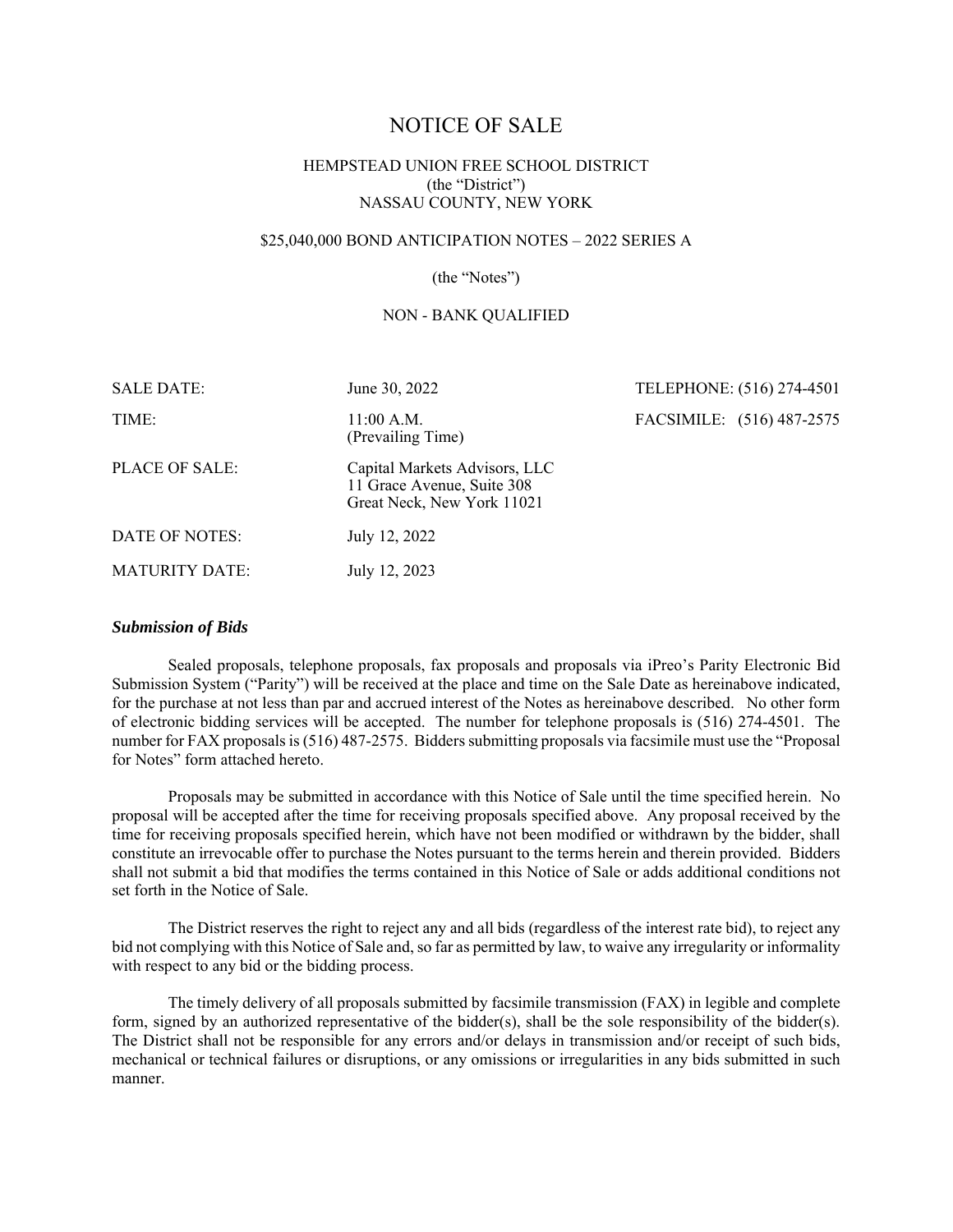# NOTICE OF SALE

HEMPSTEAD UNION FREE SCHOOL DISTRICT
(the "District")
NASSAU COUNTY, NEW YORK

\$25,040,000 BOND ANTICIPATION NOTES – 2022 SERIES A

(the "Notes")

NON - BANK QUALIFIED

| | | |
|---|---|---|
| SALE DATE: | June 30, 2022 | TELEPHONE: (516) 274-4501 |
| TIME: | 11:00 A.M. (Prevailing Time) | FACSIMILE: (516) 487-2575 |
| PLACE OF SALE: | Capital Markets Advisors, LLC<br>11 Grace Avenue, Suite 308<br>Great Neck, New York 11021 | |
| DATE OF NOTES: | July 12, 2022 | |
| MATURITY DATE: | July 12, 2023 | |

### ***Submission of Bids***

Sealed proposals, telephone proposals, fax proposals and proposals via iPreo's Parity Electronic Bid Submission System ("Parity") will be received at the place and time on the Sale Date as hereinabove indicated, for the purchase at not less than par and accrued interest of the Notes as hereinabove described. No other form of electronic bidding services will be accepted. The number for telephone proposals is (516) 274-4501. The number for FAX proposals is (516) 487-2575. Bidders submitting proposals via facsimile must use the "Proposal for Notes" form attached hereto.

Proposals may be submitted in accordance with this Notice of Sale until the time specified herein. No proposal will be accepted after the time for receiving proposals specified above. Any proposal received by the time for receiving proposals specified herein, which have not been modified or withdrawn by the bidder, shall constitute an irrevocable offer to purchase the Notes pursuant to the terms herein and therein provided. Bidders shall not submit a bid that modifies the terms contained in this Notice of Sale or adds additional conditions not set forth in the Notice of Sale.

The District reserves the right to reject any and all bids (regardless of the interest rate bid), to reject any bid not complying with this Notice of Sale and, so far as permitted by law, to waive any irregularity or informality with respect to any bid or the bidding process.

The timely delivery of all proposals submitted by facsimile transmission (FAX) in legible and complete form, signed by an authorized representative of the bidder(s), shall be the sole responsibility of the bidder(s). The District shall not be responsible for any errors and/or delays in transmission and/or receipt of such bids, mechanical or technical failures or disruptions, or any omissions or irregularities in any bids submitted in such manner.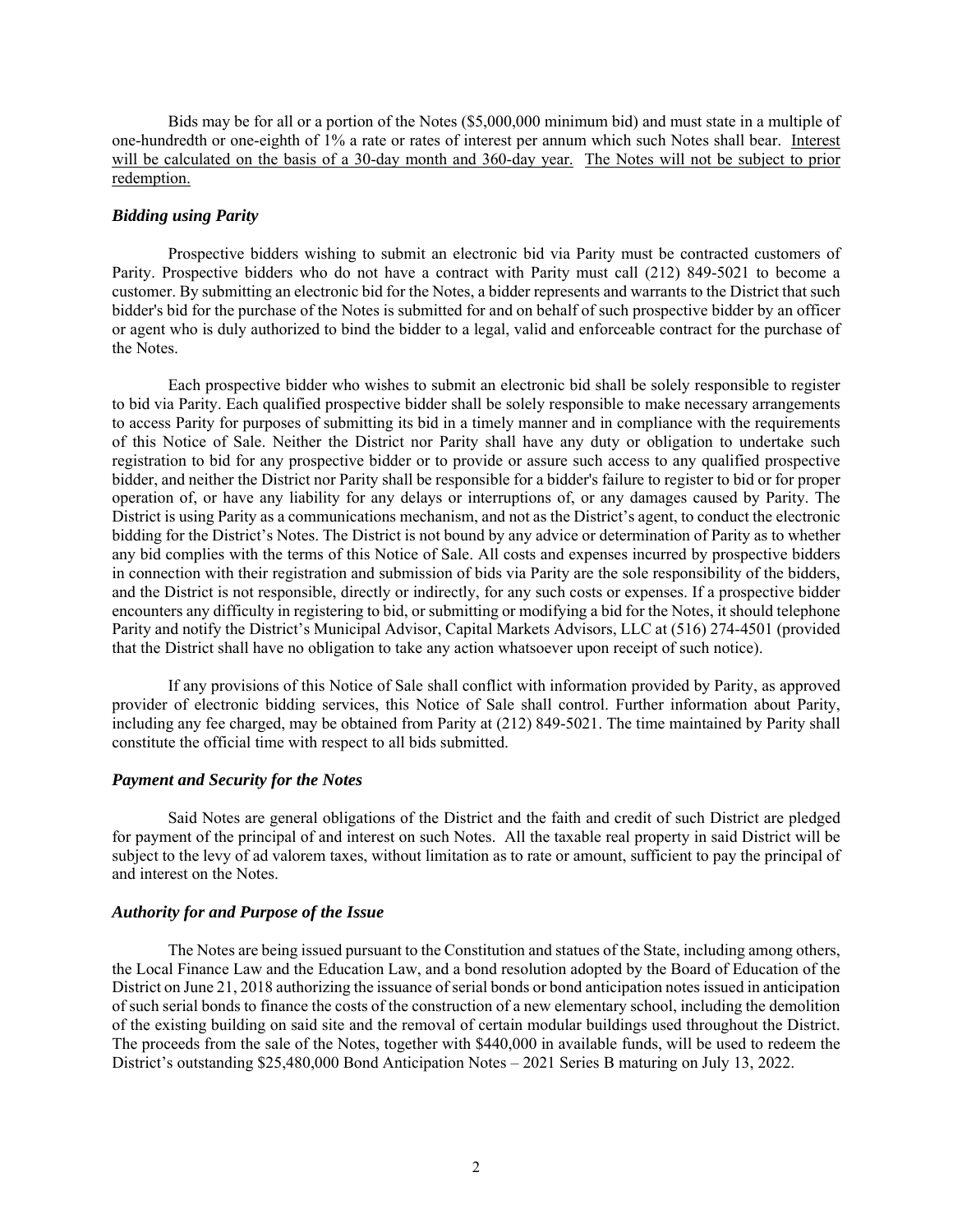Bids may be for all or a portion of the Notes ($5,000,000 minimum bid) and must state in a multiple of one-hundredth or one-eighth of 1% a rate or rates of interest per annum which such Notes shall bear. <u>Interest will be calculated on the basis of a 30-day month and 360-day year.</u> <u>The Notes will not be subject to prior redemption.</u>

### *Bidding using Parity*

Prospective bidders wishing to submit an electronic bid via Parity must be contracted customers of Parity. Prospective bidders who do not have a contract with Parity must call (212) 849-5021 to become a customer. By submitting an electronic bid for the Notes, a bidder represents and warrants to the District that such bidder's bid for the purchase of the Notes is submitted for and on behalf of such prospective bidder by an officer or agent who is duly authorized to bind the bidder to a legal, valid and enforceable contract for the purchase of the Notes.

Each prospective bidder who wishes to submit an electronic bid shall be solely responsible to register to bid via Parity. Each qualified prospective bidder shall be solely responsible to make necessary arrangements to access Parity for purposes of submitting its bid in a timely manner and in compliance with the requirements of this Notice of Sale. Neither the District nor Parity shall have any duty or obligation to undertake such registration to bid for any prospective bidder or to provide or assure such access to any qualified prospective bidder, and neither the District nor Parity shall be responsible for a bidder's failure to register to bid or for proper operation of, or have any liability for any delays or interruptions of, or any damages caused by Parity. The District is using Parity as a communications mechanism, and not as the District's agent, to conduct the electronic bidding for the District's Notes. The District is not bound by any advice or determination of Parity as to whether any bid complies with the terms of this Notice of Sale. All costs and expenses incurred by prospective bidders in connection with their registration and submission of bids via Parity are the sole responsibility of the bidders, and the District is not responsible, directly or indirectly, for any such costs or expenses. If a prospective bidder encounters any difficulty in registering to bid, or submitting or modifying a bid for the Notes, it should telephone Parity and notify the District's Municipal Advisor, Capital Markets Advisors, LLC at (516) 274-4501 (provided that the District shall have no obligation to take any action whatsoever upon receipt of such notice).

If any provisions of this Notice of Sale shall conflict with information provided by Parity, as approved provider of electronic bidding services, this Notice of Sale shall control. Further information about Parity, including any fee charged, may be obtained from Parity at (212) 849-5021. The time maintained by Parity shall constitute the official time with respect to all bids submitted.

### *Payment and Security for the Notes*

Said Notes are general obligations of the District and the faith and credit of such District are pledged for payment of the principal of and interest on such Notes. All the taxable real property in said District will be subject to the levy of ad valorem taxes, without limitation as to rate or amount, sufficient to pay the principal of and interest on the Notes.

### *Authority for and Purpose of the Issue*

The Notes are being issued pursuant to the Constitution and statues of the State, including among others, the Local Finance Law and the Education Law, and a bond resolution adopted by the Board of Education of the District on June 21, 2018 authorizing the issuance of serial bonds or bond anticipation notes issued in anticipation of such serial bonds to finance the costs of the construction of a new elementary school, including the demolition of the existing building on said site and the removal of certain modular buildings used throughout the District. The proceeds from the sale of the Notes, together with $440,000 in available funds, will be used to redeem the District's outstanding $25,480,000 Bond Anticipation Notes – 2021 Series B maturing on July 13, 2022.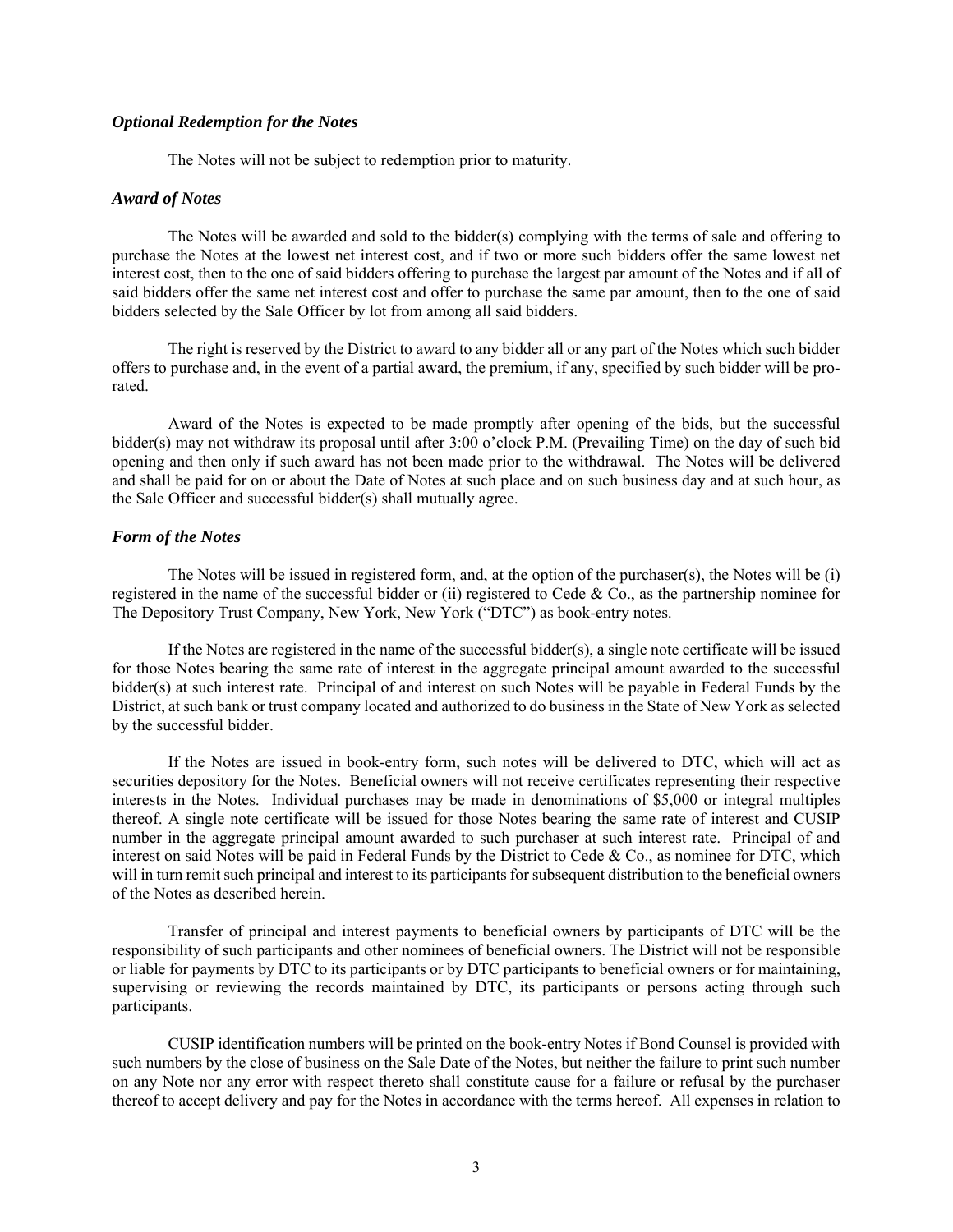### *Optional Redemption for the Notes*

The Notes will not be subject to redemption prior to maturity.

### *Award of Notes*

The Notes will be awarded and sold to the bidder(s) complying with the terms of sale and offering to purchase the Notes at the lowest net interest cost, and if two or more such bidders offer the same lowest net interest cost, then to the one of said bidders offering to purchase the largest par amount of the Notes and if all of said bidders offer the same net interest cost and offer to purchase the same par amount, then to the one of said bidders selected by the Sale Officer by lot from among all said bidders.

The right is reserved by the District to award to any bidder all or any part of the Notes which such bidder offers to purchase and, in the event of a partial award, the premium, if any, specified by such bidder will be pro-rated.

Award of the Notes is expected to be made promptly after opening of the bids, but the successful bidder(s) may not withdraw its proposal until after 3:00 o'clock P.M. (Prevailing Time) on the day of such bid opening and then only if such award has not been made prior to the withdrawal. The Notes will be delivered and shall be paid for on or about the Date of Notes at such place and on such business day and at such hour, as the Sale Officer and successful bidder(s) shall mutually agree.

### *Form of the Notes*

The Notes will be issued in registered form, and, at the option of the purchaser(s), the Notes will be (i) registered in the name of the successful bidder or (ii) registered to Cede & Co., as the partnership nominee for The Depository Trust Company, New York, New York ("DTC") as book-entry notes.

If the Notes are registered in the name of the successful bidder(s), a single note certificate will be issued for those Notes bearing the same rate of interest in the aggregate principal amount awarded to the successful bidder(s) at such interest rate. Principal of and interest on such Notes will be payable in Federal Funds by the District, at such bank or trust company located and authorized to do business in the State of New York as selected by the successful bidder.

If the Notes are issued in book-entry form, such notes will be delivered to DTC, which will act as securities depository for the Notes. Beneficial owners will not receive certificates representing their respective interests in the Notes. Individual purchases may be made in denominations of $5,000 or integral multiples thereof. A single note certificate will be issued for those Notes bearing the same rate of interest and CUSIP number in the aggregate principal amount awarded to such purchaser at such interest rate. Principal of and interest on said Notes will be paid in Federal Funds by the District to Cede & Co., as nominee for DTC, which will in turn remit such principal and interest to its participants for subsequent distribution to the beneficial owners of the Notes as described herein.

Transfer of principal and interest payments to beneficial owners by participants of DTC will be the responsibility of such participants and other nominees of beneficial owners. The District will not be responsible or liable for payments by DTC to its participants or by DTC participants to beneficial owners or for maintaining, supervising or reviewing the records maintained by DTC, its participants or persons acting through such participants.

CUSIP identification numbers will be printed on the book-entry Notes if Bond Counsel is provided with such numbers by the close of business on the Sale Date of the Notes, but neither the failure to print such number on any Note nor any error with respect thereto shall constitute cause for a failure or refusal by the purchaser thereof to accept delivery and pay for the Notes in accordance with the terms hereof. All expenses in relation to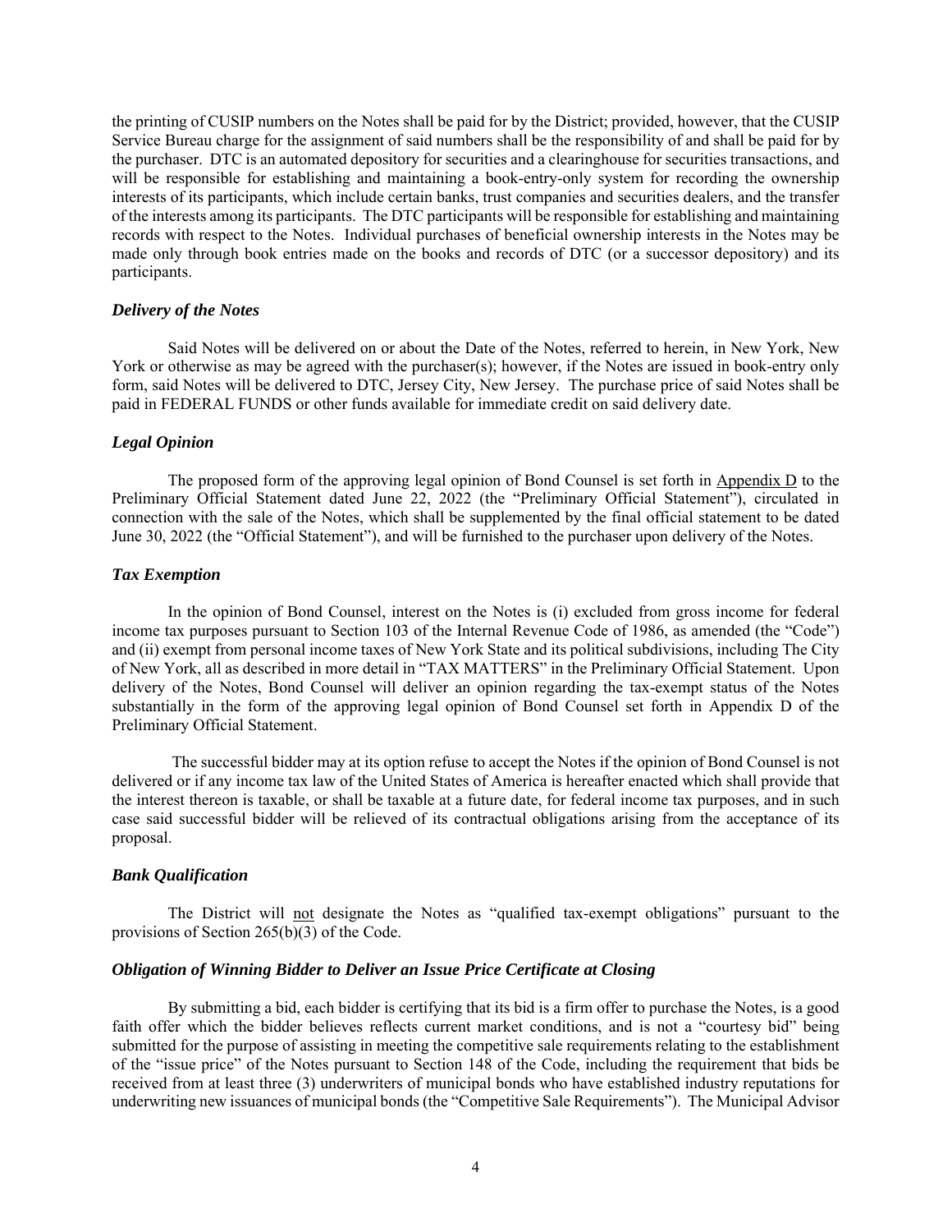the printing of CUSIP numbers on the Notes shall be paid for by the District; provided, however, that the CUSIP Service Bureau charge for the assignment of said numbers shall be the responsibility of and shall be paid for by the purchaser. DTC is an automated depository for securities and a clearinghouse for securities transactions, and will be responsible for establishing and maintaining a book-entry-only system for recording the ownership interests of its participants, which include certain banks, trust companies and securities dealers, and the transfer of the interests among its participants. The DTC participants will be responsible for establishing and maintaining records with respect to the Notes. Individual purchases of beneficial ownership interests in the Notes may be made only through book entries made on the books and records of DTC (or a successor depository) and its participants.

### *Delivery of the Notes*

Said Notes will be delivered on or about the Date of the Notes, referred to herein, in New York, New York or otherwise as may be agreed with the purchaser(s); however, if the Notes are issued in book-entry only form, said Notes will be delivered to DTC, Jersey City, New Jersey. The purchase price of said Notes shall be paid in FEDERAL FUNDS or other funds available for immediate credit on said delivery date.

### *Legal Opinion*

The proposed form of the approving legal opinion of Bond Counsel is set forth in Appendix D to the Preliminary Official Statement dated June 22, 2022 (the "Preliminary Official Statement"), circulated in connection with the sale of the Notes, which shall be supplemented by the final official statement to be dated June 30, 2022 (the "Official Statement"), and will be furnished to the purchaser upon delivery of the Notes.

### *Tax Exemption*

In the opinion of Bond Counsel, interest on the Notes is (i) excluded from gross income for federal income tax purposes pursuant to Section 103 of the Internal Revenue Code of 1986, as amended (the "Code") and (ii) exempt from personal income taxes of New York State and its political subdivisions, including The City of New York, all as described in more detail in "TAX MATTERS" in the Preliminary Official Statement. Upon delivery of the Notes, Bond Counsel will deliver an opinion regarding the tax-exempt status of the Notes substantially in the form of the approving legal opinion of Bond Counsel set forth in Appendix D of the Preliminary Official Statement.

The successful bidder may at its option refuse to accept the Notes if the opinion of Bond Counsel is not delivered or if any income tax law of the United States of America is hereafter enacted which shall provide that the interest thereon is taxable, or shall be taxable at a future date, for federal income tax purposes, and in such case said successful bidder will be relieved of its contractual obligations arising from the acceptance of its proposal.

### *Bank Qualification*

The District will not designate the Notes as "qualified tax-exempt obligations" pursuant to the provisions of Section 265(b)(3) of the Code.

### *Obligation of Winning Bidder to Deliver an Issue Price Certificate at Closing*

By submitting a bid, each bidder is certifying that its bid is a firm offer to purchase the Notes, is a good faith offer which the bidder believes reflects current market conditions, and is not a "courtesy bid" being submitted for the purpose of assisting in meeting the competitive sale requirements relating to the establishment of the "issue price" of the Notes pursuant to Section 148 of the Code, including the requirement that bids be received from at least three (3) underwriters of municipal bonds who have established industry reputations for underwriting new issuances of municipal bonds (the "Competitive Sale Requirements"). The Municipal Advisor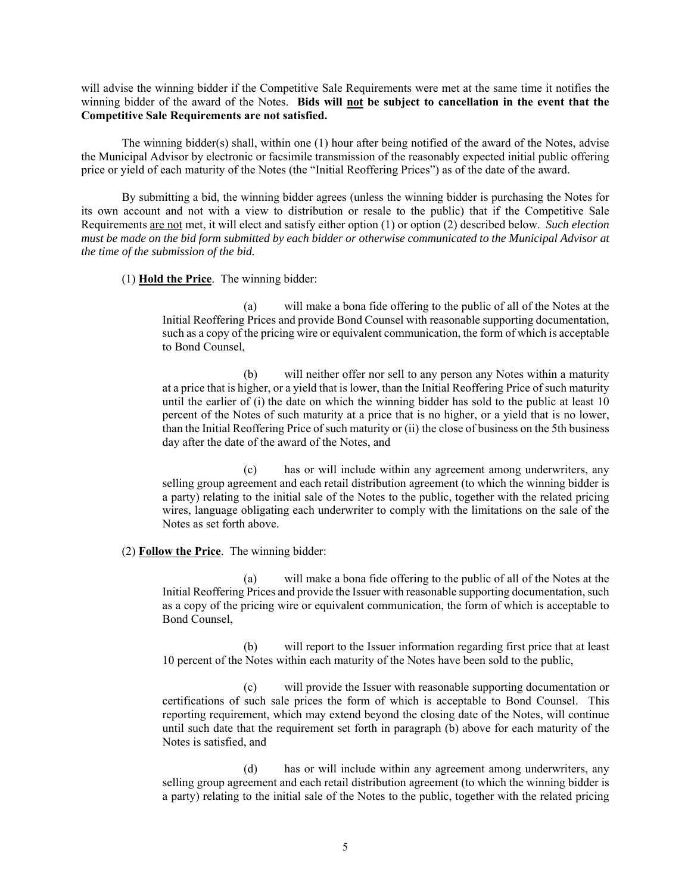will advise the winning bidder if the Competitive Sale Requirements were met at the same time it notifies the winning bidder of the award of the Notes. **Bids will <u>not</u> be subject to cancellation in the event that the Competitive Sale Requirements are not satisfied.**

The winning bidder(s) shall, within one (1) hour after being notified of the award of the Notes, advise the Municipal Advisor by electronic or facsimile transmission of the reasonably expected initial public offering price or yield of each maturity of the Notes (the "Initial Reoffering Prices") as of the date of the award.

By submitting a bid, the winning bidder agrees (unless the winning bidder is purchasing the Notes for its own account and not with a view to distribution or resale to the public) that if the Competitive Sale Requirements <u>are not</u> met, it will elect and satisfy either option (1) or option (2) described below. *Such election must be made on the bid form submitted by each bidder or otherwise communicated to the Municipal Advisor at the time of the submission of the bid.*

(1) **<u>Hold the Price</u>**. The winning bidder:

> (a) will make a bona fide offering to the public of all of the Notes at the Initial Reoffering Prices and provide Bond Counsel with reasonable supporting documentation, such as a copy of the pricing wire or equivalent communication, the form of which is acceptable to Bond Counsel,
>
> (b) will neither offer nor sell to any person any Notes within a maturity at a price that is higher, or a yield that is lower, than the Initial Reoffering Price of such maturity until the earlier of (i) the date on which the winning bidder has sold to the public at least 10 percent of the Notes of such maturity at a price that is no higher, or a yield that is no lower, than the Initial Reoffering Price of such maturity or (ii) the close of business on the 5th business day after the date of the award of the Notes, and
>
> (c) has or will include within any agreement among underwriters, any selling group agreement and each retail distribution agreement (to which the winning bidder is a party) relating to the initial sale of the Notes to the public, together with the related pricing wires, language obligating each underwriter to comply with the limitations on the sale of the Notes as set forth above.

(2) **<u>Follow the Price</u>**. The winning bidder:

> (a) will make a bona fide offering to the public of all of the Notes at the Initial Reoffering Prices and provide the Issuer with reasonable supporting documentation, such as a copy of the pricing wire or equivalent communication, the form of which is acceptable to Bond Counsel,
>
> (b) will report to the Issuer information regarding first price that at least 10 percent of the Notes within each maturity of the Notes have been sold to the public,
>
> (c) will provide the Issuer with reasonable supporting documentation or certifications of such sale prices the form of which is acceptable to Bond Counsel. This reporting requirement, which may extend beyond the closing date of the Notes, will continue until such date that the requirement set forth in paragraph (b) above for each maturity of the Notes is satisfied, and
>
> (d) has or will include within any agreement among underwriters, any selling group agreement and each retail distribution agreement (to which the winning bidder is a party) relating to the initial sale of the Notes to the public, together with the related pricing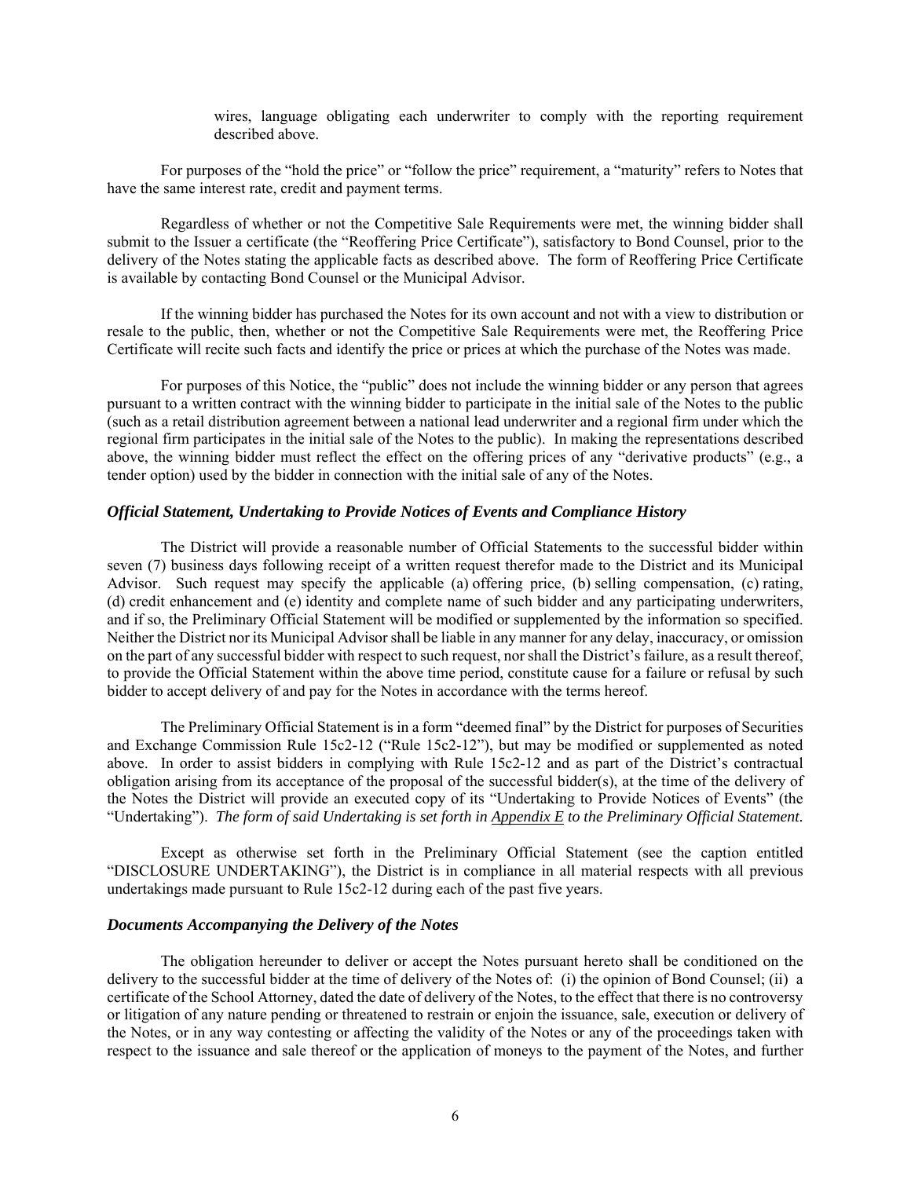wires, language obligating each underwriter to comply with the reporting requirement described above.

For purposes of the "hold the price" or "follow the price" requirement, a "maturity" refers to Notes that have the same interest rate, credit and payment terms.

Regardless of whether or not the Competitive Sale Requirements were met, the winning bidder shall submit to the Issuer a certificate (the "Reoffering Price Certificate"), satisfactory to Bond Counsel, prior to the delivery of the Notes stating the applicable facts as described above. The form of Reoffering Price Certificate is available by contacting Bond Counsel or the Municipal Advisor.

If the winning bidder has purchased the Notes for its own account and not with a view to distribution or resale to the public, then, whether or not the Competitive Sale Requirements were met, the Reoffering Price Certificate will recite such facts and identify the price or prices at which the purchase of the Notes was made.

For purposes of this Notice, the "public" does not include the winning bidder or any person that agrees pursuant to a written contract with the winning bidder to participate in the initial sale of the Notes to the public (such as a retail distribution agreement between a national lead underwriter and a regional firm under which the regional firm participates in the initial sale of the Notes to the public). In making the representations described above, the winning bidder must reflect the effect on the offering prices of any "derivative products" (e.g., a tender option) used by the bidder in connection with the initial sale of any of the Notes.

### *Official Statement, Undertaking to Provide Notices of Events and Compliance History*

The District will provide a reasonable number of Official Statements to the successful bidder within seven (7) business days following receipt of a written request therefor made to the District and its Municipal Advisor. Such request may specify the applicable (a) offering price, (b) selling compensation, (c) rating, (d) credit enhancement and (e) identity and complete name of such bidder and any participating underwriters, and if so, the Preliminary Official Statement will be modified or supplemented by the information so specified. Neither the District nor its Municipal Advisor shall be liable in any manner for any delay, inaccuracy, or omission on the part of any successful bidder with respect to such request, nor shall the District's failure, as a result thereof, to provide the Official Statement within the above time period, constitute cause for a failure or refusal by such bidder to accept delivery of and pay for the Notes in accordance with the terms hereof.

The Preliminary Official Statement is in a form "deemed final" by the District for purposes of Securities and Exchange Commission Rule 15c2-12 ("Rule 15c2-12"), but may be modified or supplemented as noted above. In order to assist bidders in complying with Rule 15c2-12 and as part of the District's contractual obligation arising from its acceptance of the proposal of the successful bidder(s), at the time of the delivery of the Notes the District will provide an executed copy of its "Undertaking to Provide Notices of Events" (the "Undertaking"). *The form of said Undertaking is set forth in Appendix E to the Preliminary Official Statement.*

Except as otherwise set forth in the Preliminary Official Statement (see the caption entitled "DISCLOSURE UNDERTAKING"), the District is in compliance in all material respects with all previous undertakings made pursuant to Rule 15c2-12 during each of the past five years.

### *Documents Accompanying the Delivery of the Notes*

The obligation hereunder to deliver or accept the Notes pursuant hereto shall be conditioned on the delivery to the successful bidder at the time of delivery of the Notes of: (i) the opinion of Bond Counsel; (ii) a certificate of the School Attorney, dated the date of delivery of the Notes, to the effect that there is no controversy or litigation of any nature pending or threatened to restrain or enjoin the issuance, sale, execution or delivery of the Notes, or in any way contesting or affecting the validity of the Notes or any of the proceedings taken with respect to the issuance and sale thereof or the application of moneys to the payment of the Notes, and further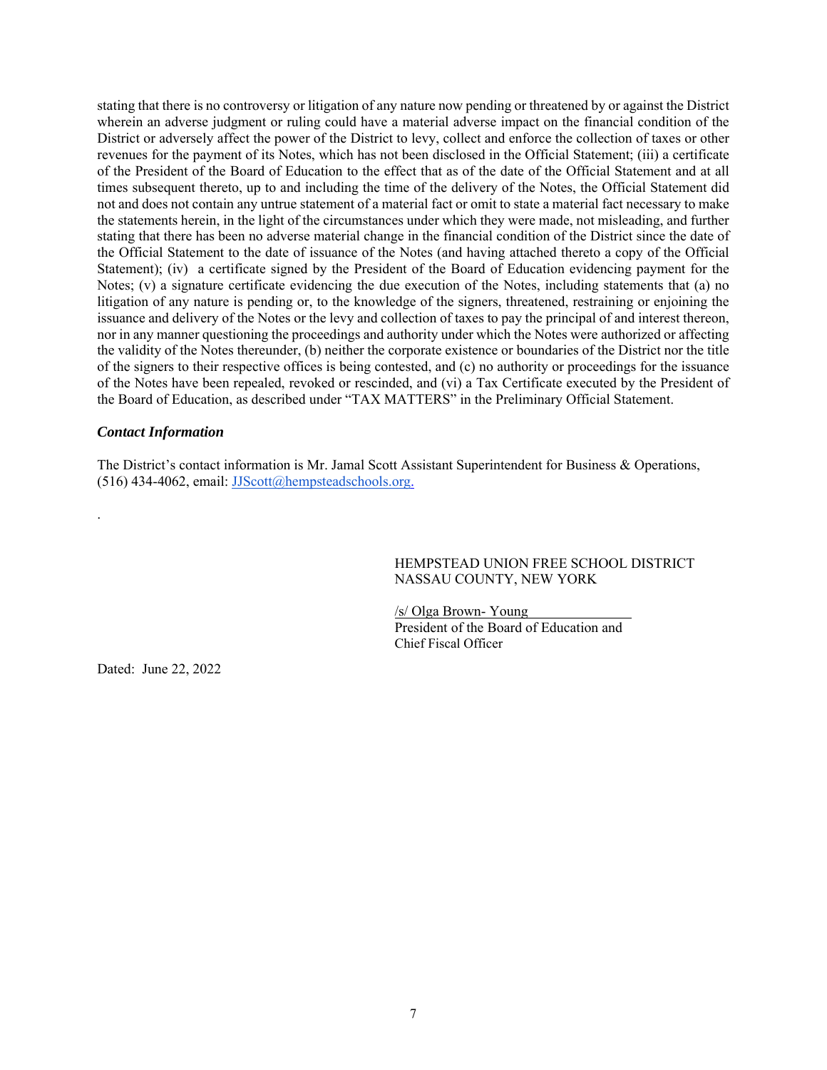stating that there is no controversy or litigation of any nature now pending or threatened by or against the District wherein an adverse judgment or ruling could have a material adverse impact on the financial condition of the District or adversely affect the power of the District to levy, collect and enforce the collection of taxes or other revenues for the payment of its Notes, which has not been disclosed in the Official Statement; (iii) a certificate of the President of the Board of Education to the effect that as of the date of the Official Statement and at all times subsequent thereto, up to and including the time of the delivery of the Notes, the Official Statement did not and does not contain any untrue statement of a material fact or omit to state a material fact necessary to make the statements herein, in the light of the circumstances under which they were made, not misleading, and further stating that there has been no adverse material change in the financial condition of the District since the date of the Official Statement to the date of issuance of the Notes (and having attached thereto a copy of the Official Statement); (iv) a certificate signed by the President of the Board of Education evidencing payment for the Notes; (v) a signature certificate evidencing the due execution of the Notes, including statements that (a) no litigation of any nature is pending or, to the knowledge of the signers, threatened, restraining or enjoining the issuance and delivery of the Notes or the levy and collection of taxes to pay the principal of and interest thereon, nor in any manner questioning the proceedings and authority under which the Notes were authorized or affecting the validity of the Notes thereunder, (b) neither the corporate existence or boundaries of the District nor the title of the signers to their respective offices is being contested, and (c) no authority or proceedings for the issuance of the Notes have been repealed, revoked or rescinded, and (vi) a Tax Certificate executed by the President of the Board of Education, as described under "TAX MATTERS" in the Preliminary Official Statement.

***Contact Information***

The District's contact information is Mr. Jamal Scott Assistant Superintendent for Business & Operations, (516) 434-4062, email: JJScott@hempsteadschools.org.

.

HEMPSTEAD UNION FREE SCHOOL DISTRICT
NASSAU COUNTY, NEW YORK

/s/ Olga Brown- Young
President of the Board of Education and
Chief Fiscal Officer

Dated: June 22, 2022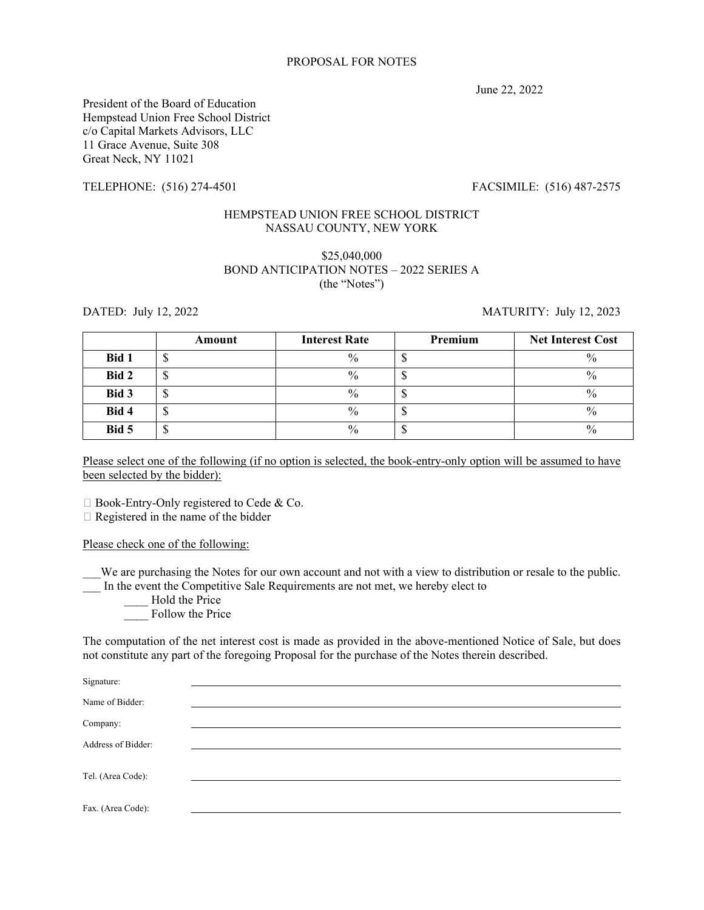PROPOSAL FOR NOTES

June 22, 2022

President of the Board of Education
Hempstead Union Free School District
c/o Capital Markets Advisors, LLC
11 Grace Avenue, Suite 308
Great Neck, NY 11021

TELEPHONE: (516) 274-4501 FACSIMILE: (516) 487-2575

HEMPSTEAD UNION FREE SCHOOL DISTRICT
NASSAU COUNTY, NEW YORK

$25,040,000
BOND ANTICIPATION NOTES – 2022 SERIES A
(the "Notes")

DATED: July 12, 2022 MATURITY: July 12, 2023

| | Amount | Interest Rate | Premium | Net Interest Cost |
|---|---|---|---|---|
| **Bid 1** | $ | % | $ | % |
| **Bid 2** | $ | % | $ | % |
| **Bid 3** | $ | % | $ | % |
| **Bid 4** | $ | % | $ | % |
| **Bid 5** | $ | % | $ | % |

Please select one of the following (if no option is selected, the book-entry-only option will be assumed to have been selected by the bidder):

☐ Book-Entry-Only registered to Cede & Co.
☐ Registered in the name of the bidder

Please check one of the following:

___We are purchasing the Notes for our own account and not with a view to distribution or resale to the public.
___ In the event the Competitive Sale Requirements are not met, we hereby elect to
____ Hold the Price
____ Follow the Price

The computation of the net interest cost is made as provided in the above-mentioned Notice of Sale, but does not constitute any part of the foregoing Proposal for the purchase of the Notes therein described.

Signature: ______________________________

Name of Bidder: ______________________________

Company: ______________________________

Address of Bidder: ______________________________

Tel. (Area Code): ______________________________

Fax. (Area Code): ______________________________